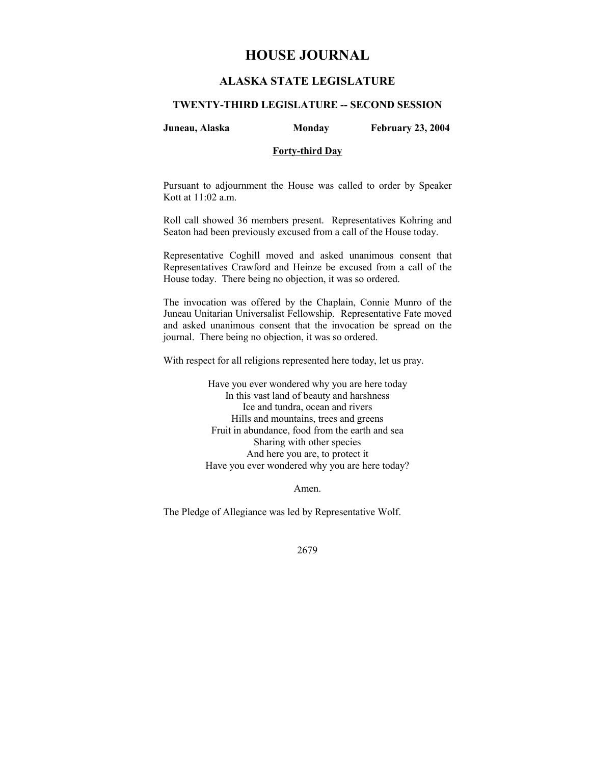# HOUSE JOURNAL

## ALASKA STATE LEGISLATURE

### TWENTY-THIRD LEGISLATURE -- SECOND SESSION

**Juneau, Alaska** **Monday** **February 23, 2004**

**Forty-third Day**

Pursuant to adjournment the House was called to order by Speaker Kott at 11:02 a.m.

Roll call showed 36 members present. Representatives Kohring and Seaton had been previously excused from a call of the House today.

Representative Coghill moved and asked unanimous consent that Representatives Crawford and Heinze be excused from a call of the House today. There being no objection, it was so ordered.

The invocation was offered by the Chaplain, Connie Munro of the Juneau Unitarian Universalist Fellowship. Representative Fate moved and asked unanimous consent that the invocation be spread on the journal. There being no objection, it was so ordered.

With respect for all religions represented here today, let us pray.

Have you ever wondered why you are here today  
In this vast land of beauty and harshness  
Ice and tundra, ocean and rivers  
Hills and mountains, trees and greens  
Fruit in abundance, food from the earth and sea  
Sharing with other species  
And here you are, to protect it  
Have you ever wondered why you are here today?

Amen.

The Pledge of Allegiance was led by Representative Wolf.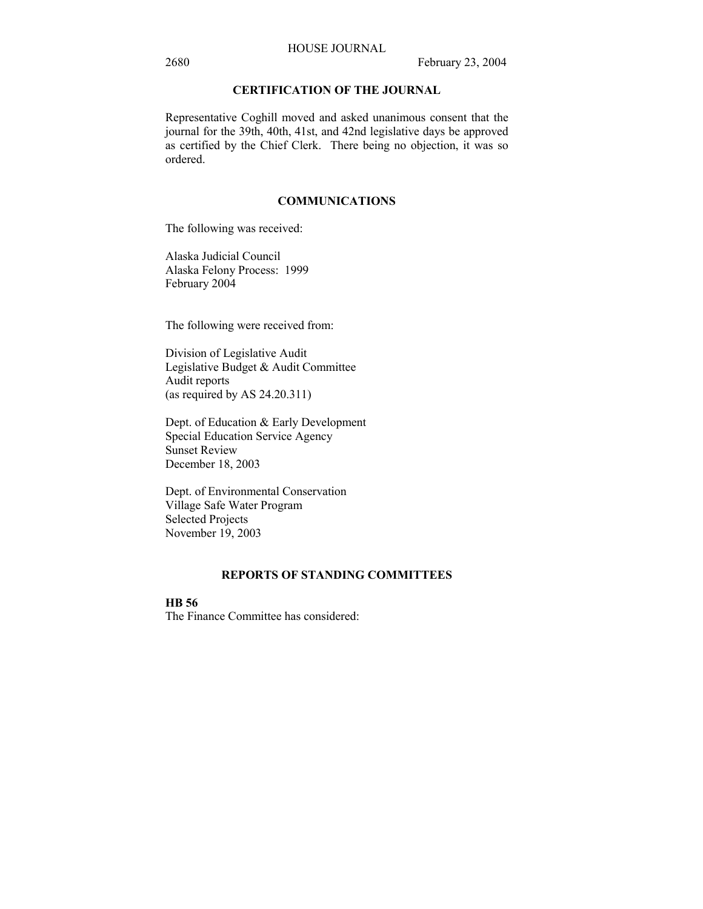## CERTIFICATION OF THE JOURNAL

Representative Coghill moved and asked unanimous consent that the journal for the 39th, 40th, 41st, and 42nd legislative days be approved as certified by the Chief Clerk. There being no objection, it was so ordered.

## COMMUNICATIONS

The following was received:

Alaska Judicial Council
Alaska Felony Process: 1999
February 2004

The following were received from:

Division of Legislative Audit
Legislative Budget & Audit Committee
Audit reports
(as required by AS 24.20.311)

Dept. of Education & Early Development
Special Education Service Agency
Sunset Review
December 18, 2003

Dept. of Environmental Conservation
Village Safe Water Program
Selected Projects
November 19, 2003

## REPORTS OF STANDING COMMITTEES

**HB 56**
The Finance Committee has considered: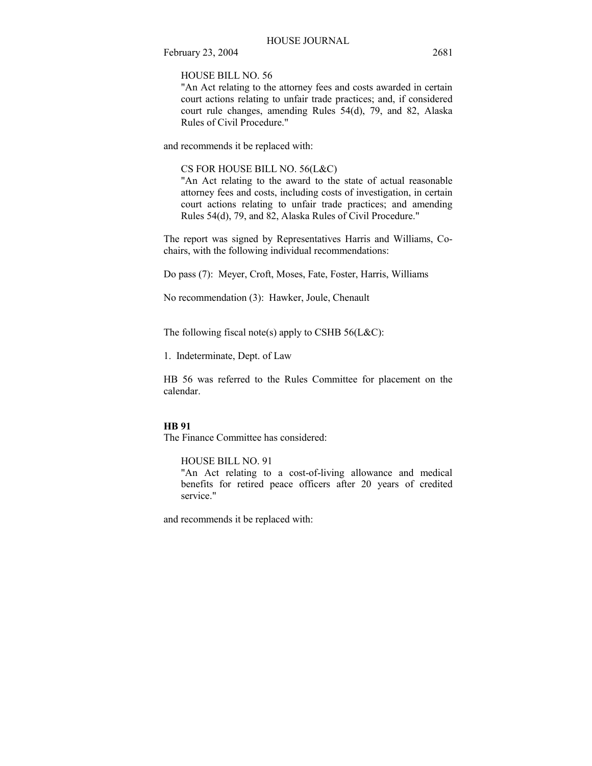HOUSE BILL NO. 56
"An Act relating to the attorney fees and costs awarded in certain court actions relating to unfair trade practices; and, if considered court rule changes, amending Rules 54(d), 79, and 82, Alaska Rules of Civil Procedure."

and recommends it be replaced with:

CS FOR HOUSE BILL NO. 56(L&C)
"An Act relating to the award to the state of actual reasonable attorney fees and costs, including costs of investigation, in certain court actions relating to unfair trade practices; and amending Rules 54(d), 79, and 82, Alaska Rules of Civil Procedure."

The report was signed by Representatives Harris and Williams, Co-chairs, with the following individual recommendations:

Do pass (7): Meyer, Croft, Moses, Fate, Foster, Harris, Williams

No recommendation (3): Hawker, Joule, Chenault

The following fiscal note(s) apply to CSHB 56(L&C):

1. Indeterminate, Dept. of Law

HB 56 was referred to the Rules Committee for placement on the calendar.

**HB 91**
The Finance Committee has considered:

HOUSE BILL NO. 91
"An Act relating to a cost-of-living allowance and medical benefits for retired peace officers after 20 years of credited service."

and recommends it be replaced with: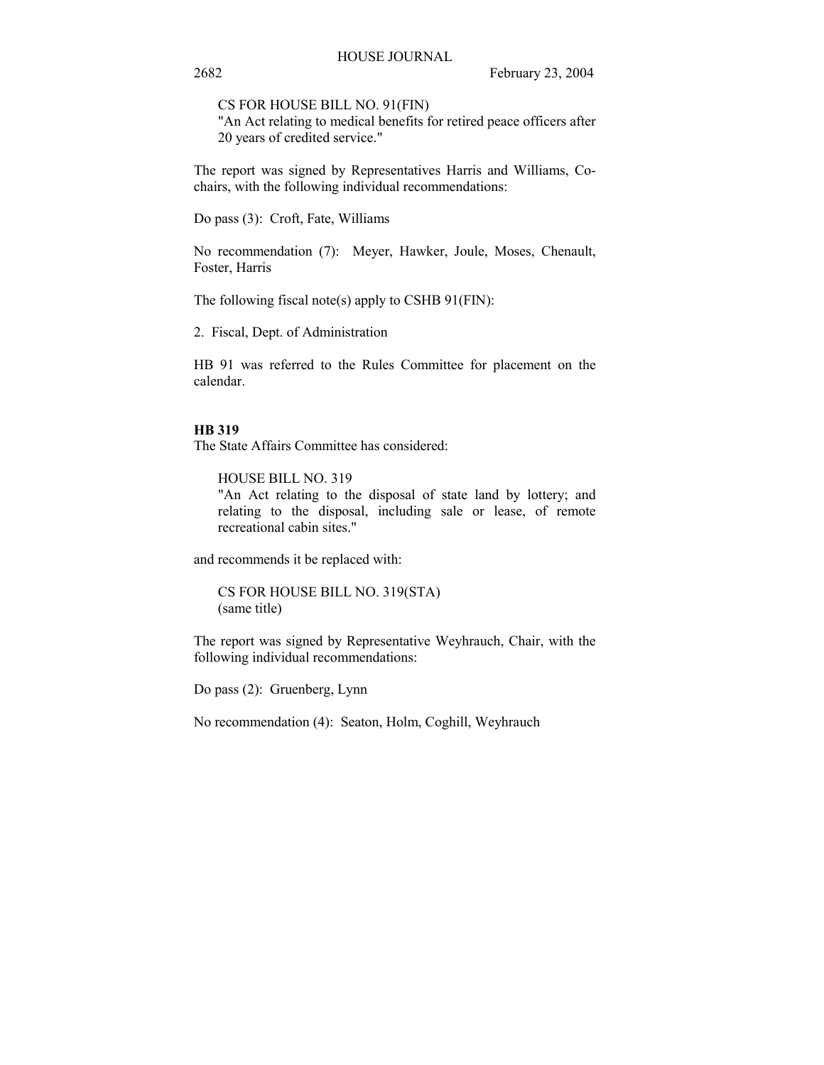CS FOR HOUSE BILL NO. 91(FIN)
"An Act relating to medical benefits for retired peace officers after 20 years of credited service."

The report was signed by Representatives Harris and Williams, Co-chairs, with the following individual recommendations:

Do pass (3): Croft, Fate, Williams

No recommendation (7): Meyer, Hawker, Joule, Moses, Chenault, Foster, Harris

The following fiscal note(s) apply to CSHB 91(FIN):

2. Fiscal, Dept. of Administration

HB 91 was referred to the Rules Committee for placement on the calendar.

**HB 319**
The State Affairs Committee has considered:

HOUSE BILL NO. 319
"An Act relating to the disposal of state land by lottery; and relating to the disposal, including sale or lease, of remote recreational cabin sites."

and recommends it be replaced with:

CS FOR HOUSE BILL NO. 319(STA)
(same title)

The report was signed by Representative Weyhrauch, Chair, with the following individual recommendations:

Do pass (2): Gruenberg, Lynn

No recommendation (4): Seaton, Holm, Coghill, Weyhrauch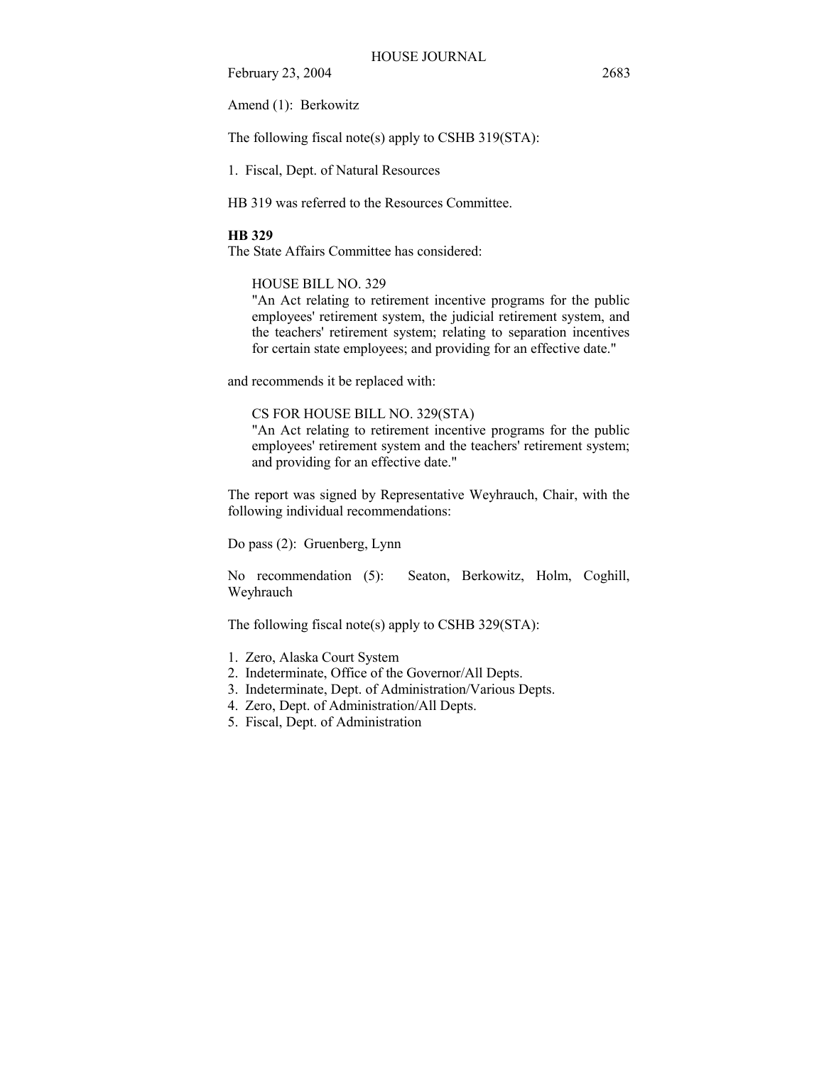Amend (1): Berkowitz

The following fiscal note(s) apply to CSHB 319(STA):

1. Fiscal, Dept. of Natural Resources

HB 319 was referred to the Resources Committee.

**HB 329**

The State Affairs Committee has considered:

> HOUSE BILL NO. 329
> "An Act relating to retirement incentive programs for the public employees' retirement system, the judicial retirement system, and the teachers' retirement system; relating to separation incentives for certain state employees; and providing for an effective date."

and recommends it be replaced with:

> CS FOR HOUSE BILL NO. 329(STA)
> "An Act relating to retirement incentive programs for the public employees' retirement system and the teachers' retirement system; and providing for an effective date."

The report was signed by Representative Weyhrauch, Chair, with the following individual recommendations:

Do pass (2): Gruenberg, Lynn

No recommendation (5): Seaton, Berkowitz, Holm, Coghill, Weyhrauch

The following fiscal note(s) apply to CSHB 329(STA):

1. Zero, Alaska Court System
2. Indeterminate, Office of the Governor/All Depts.
3. Indeterminate, Dept. of Administration/Various Depts.
4. Zero, Dept. of Administration/All Depts.
5. Fiscal, Dept. of Administration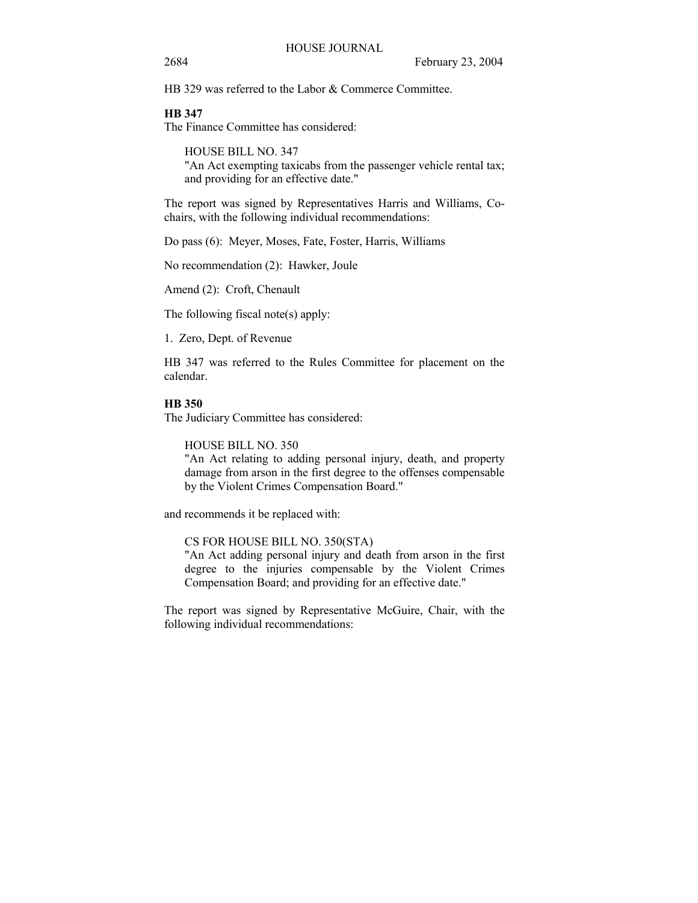HB 329 was referred to the Labor & Commerce Committee.

**HB 347**

The Finance Committee has considered:

HOUSE BILL NO. 347
"An Act exempting taxicabs from the passenger vehicle rental tax; and providing for an effective date."

The report was signed by Representatives Harris and Williams, Co-chairs, with the following individual recommendations:

Do pass (6): Meyer, Moses, Fate, Foster, Harris, Williams

No recommendation (2): Hawker, Joule

Amend (2): Croft, Chenault

The following fiscal note(s) apply:

1. Zero, Dept. of Revenue

HB 347 was referred to the Rules Committee for placement on the calendar.

**HB 350**

The Judiciary Committee has considered:

HOUSE BILL NO. 350
"An Act relating to adding personal injury, death, and property damage from arson in the first degree to the offenses compensable by the Violent Crimes Compensation Board."

and recommends it be replaced with:

CS FOR HOUSE BILL NO. 350(STA)
"An Act adding personal injury and death from arson in the first degree to the injuries compensable by the Violent Crimes Compensation Board; and providing for an effective date."

The report was signed by Representative McGuire, Chair, with the following individual recommendations: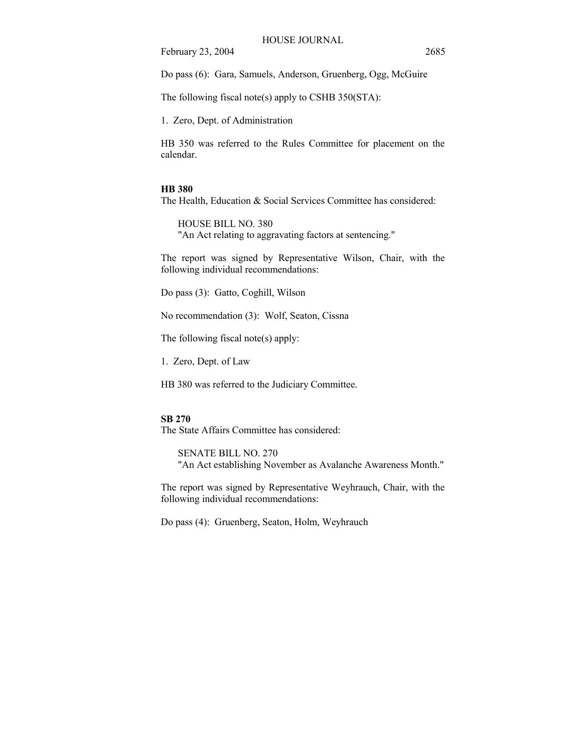Do pass (6): Gara, Samuels, Anderson, Gruenberg, Ogg, McGuire

The following fiscal note(s) apply to CSHB 350(STA):

1. Zero, Dept. of Administration

HB 350 was referred to the Rules Committee for placement on the calendar.

**HB 380**

The Health, Education & Social Services Committee has considered:

HOUSE BILL NO. 380
"An Act relating to aggravating factors at sentencing."

The report was signed by Representative Wilson, Chair, with the following individual recommendations:

Do pass (3): Gatto, Coghill, Wilson

No recommendation (3): Wolf, Seaton, Cissna

The following fiscal note(s) apply:

1. Zero, Dept. of Law

HB 380 was referred to the Judiciary Committee.

**SB 270**

The State Affairs Committee has considered:

SENATE BILL NO. 270
"An Act establishing November as Avalanche Awareness Month."

The report was signed by Representative Weyhrauch, Chair, with the following individual recommendations:

Do pass (4): Gruenberg, Seaton, Holm, Weyhrauch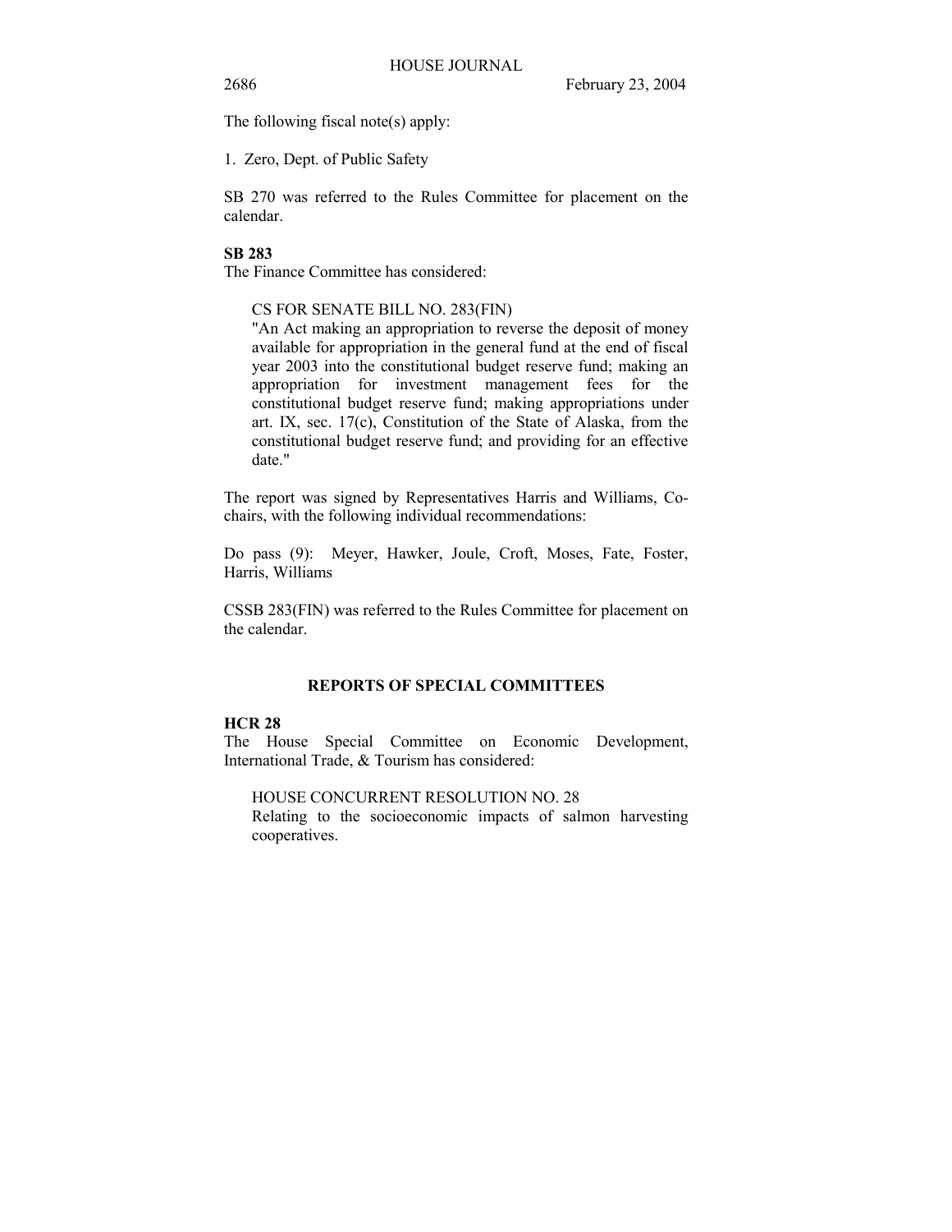The following fiscal note(s) apply:

1. Zero, Dept. of Public Safety

SB 270 was referred to the Rules Committee for placement on the calendar.

**SB 283**

The Finance Committee has considered:

CS FOR SENATE BILL NO. 283(FIN)
"An Act making an appropriation to reverse the deposit of money available for appropriation in the general fund at the end of fiscal year 2003 into the constitutional budget reserve fund; making an appropriation for investment management fees for the constitutional budget reserve fund; making appropriations under art. IX, sec. 17(c), Constitution of the State of Alaska, from the constitutional budget reserve fund; and providing for an effective date."

The report was signed by Representatives Harris and Williams, Co-chairs, with the following individual recommendations:

Do pass (9): Meyer, Hawker, Joule, Croft, Moses, Fate, Foster, Harris, Williams

CSSB 283(FIN) was referred to the Rules Committee for placement on the calendar.

## REPORTS OF SPECIAL COMMITTEES

**HCR 28**

The House Special Committee on Economic Development, International Trade, & Tourism has considered:

HOUSE CONCURRENT RESOLUTION NO. 28
Relating to the socioeconomic impacts of salmon harvesting cooperatives.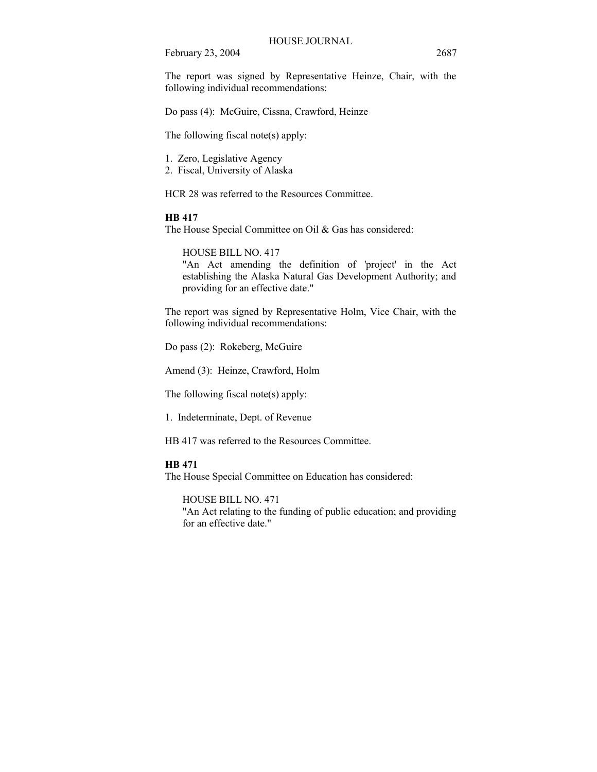The report was signed by Representative Heinze, Chair, with the following individual recommendations:

Do pass (4): McGuire, Cissna, Crawford, Heinze

The following fiscal note(s) apply:

1. Zero, Legislative Agency
2. Fiscal, University of Alaska

HCR 28 was referred to the Resources Committee.

**HB 417**

The House Special Committee on Oil & Gas has considered:

HOUSE BILL NO. 417
"An Act amending the definition of 'project' in the Act establishing the Alaska Natural Gas Development Authority; and providing for an effective date."

The report was signed by Representative Holm, Vice Chair, with the following individual recommendations:

Do pass (2): Rokeberg, McGuire

Amend (3): Heinze, Crawford, Holm

The following fiscal note(s) apply:

1. Indeterminate, Dept. of Revenue

HB 417 was referred to the Resources Committee.

**HB 471**

The House Special Committee on Education has considered:

HOUSE BILL NO. 471
"An Act relating to the funding of public education; and providing for an effective date."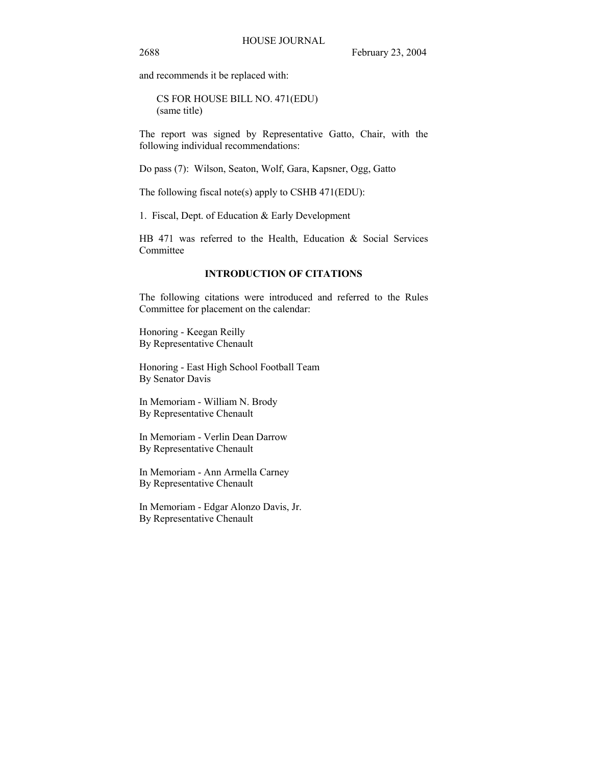and recommends it be replaced with:

CS FOR HOUSE BILL NO. 471(EDU)
(same title)

The report was signed by Representative Gatto, Chair, with the following individual recommendations:

Do pass (7): Wilson, Seaton, Wolf, Gara, Kapsner, Ogg, Gatto

The following fiscal note(s) apply to CSHB 471(EDU):

1. Fiscal, Dept. of Education & Early Development

HB 471 was referred to the Health, Education & Social Services Committee

## INTRODUCTION OF CITATIONS

The following citations were introduced and referred to the Rules Committee for placement on the calendar:

Honoring - Keegan Reilly
By Representative Chenault

Honoring - East High School Football Team
By Senator Davis

In Memoriam - William N. Brody
By Representative Chenault

In Memoriam - Verlin Dean Darrow
By Representative Chenault

In Memoriam - Ann Armella Carney
By Representative Chenault

In Memoriam - Edgar Alonzo Davis, Jr.
By Representative Chenault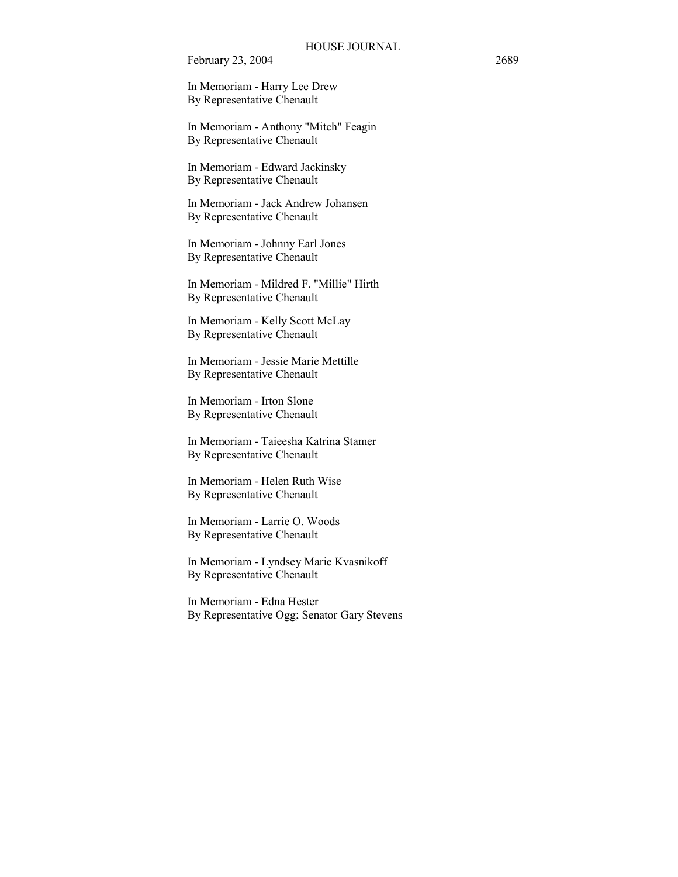In Memoriam - Harry Lee Drew
By Representative Chenault

In Memoriam - Anthony "Mitch" Feagin
By Representative Chenault

In Memoriam - Edward Jackinsky
By Representative Chenault

In Memoriam - Jack Andrew Johansen
By Representative Chenault

In Memoriam - Johnny Earl Jones
By Representative Chenault

In Memoriam - Mildred F. "Millie" Hirth
By Representative Chenault

In Memoriam - Kelly Scott McLay
By Representative Chenault

In Memoriam - Jessie Marie Mettille
By Representative Chenault

In Memoriam - Irton Slone
By Representative Chenault

In Memoriam - Taieesha Katrina Stamer
By Representative Chenault

In Memoriam - Helen Ruth Wise
By Representative Chenault

In Memoriam - Larrie O. Woods
By Representative Chenault

In Memoriam - Lyndsey Marie Kvasnikoff
By Representative Chenault

In Memoriam - Edna Hester
By Representative Ogg; Senator Gary Stevens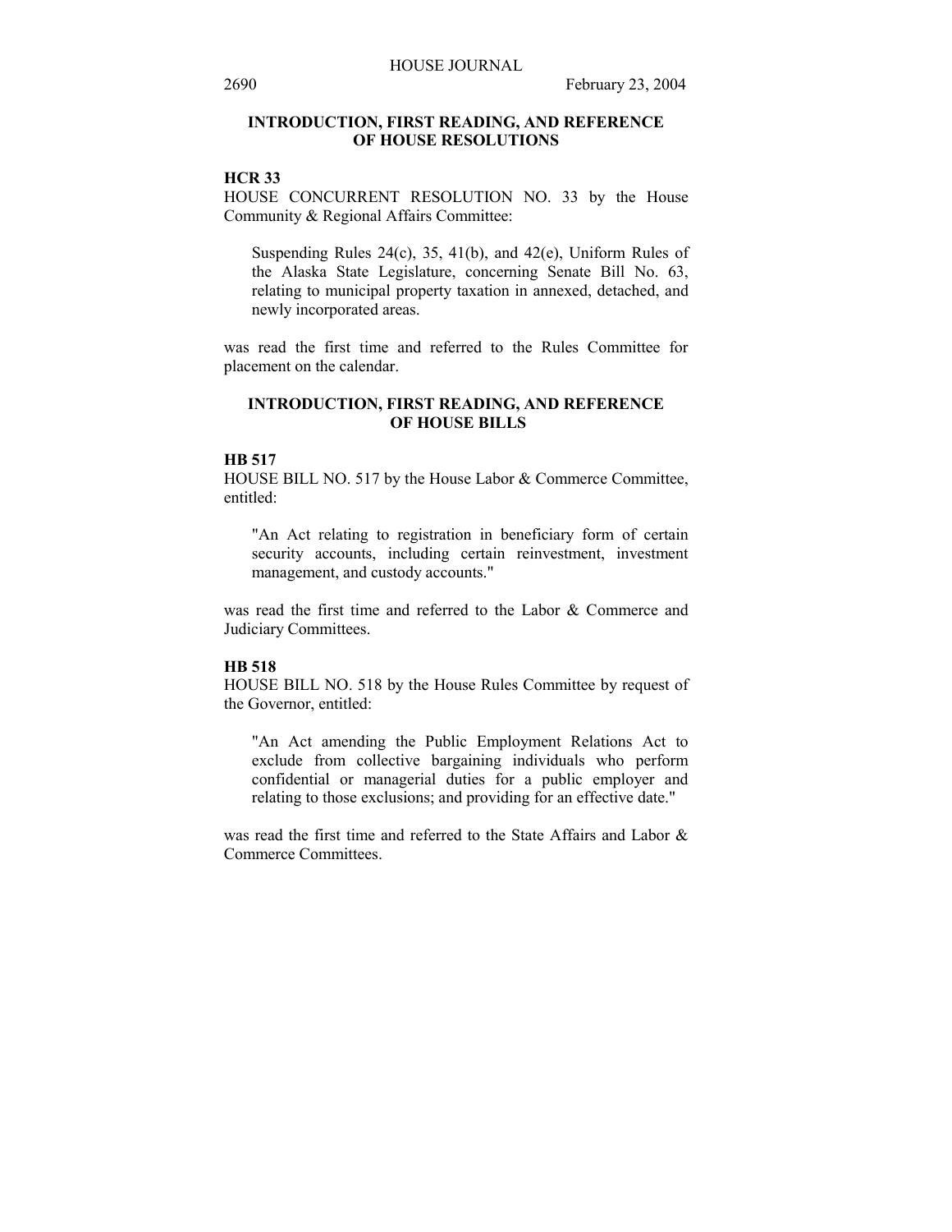## INTRODUCTION, FIRST READING, AND REFERENCE OF HOUSE RESOLUTIONS

**HCR 33**

HOUSE CONCURRENT RESOLUTION NO. 33 by the House Community & Regional Affairs Committee:

> Suspending Rules 24(c), 35, 41(b), and 42(e), Uniform Rules of the Alaska State Legislature, concerning Senate Bill No. 63, relating to municipal property taxation in annexed, detached, and newly incorporated areas.

was read the first time and referred to the Rules Committee for placement on the calendar.

## INTRODUCTION, FIRST READING, AND REFERENCE OF HOUSE BILLS

**HB 517**

HOUSE BILL NO. 517 by the House Labor & Commerce Committee, entitled:

> "An Act relating to registration in beneficiary form of certain security accounts, including certain reinvestment, investment management, and custody accounts."

was read the first time and referred to the Labor & Commerce and Judiciary Committees.

**HB 518**

HOUSE BILL NO. 518 by the House Rules Committee by request of the Governor, entitled:

> "An Act amending the Public Employment Relations Act to exclude from collective bargaining individuals who perform confidential or managerial duties for a public employer and relating to those exclusions; and providing for an effective date."

was read the first time and referred to the State Affairs and Labor & Commerce Committees.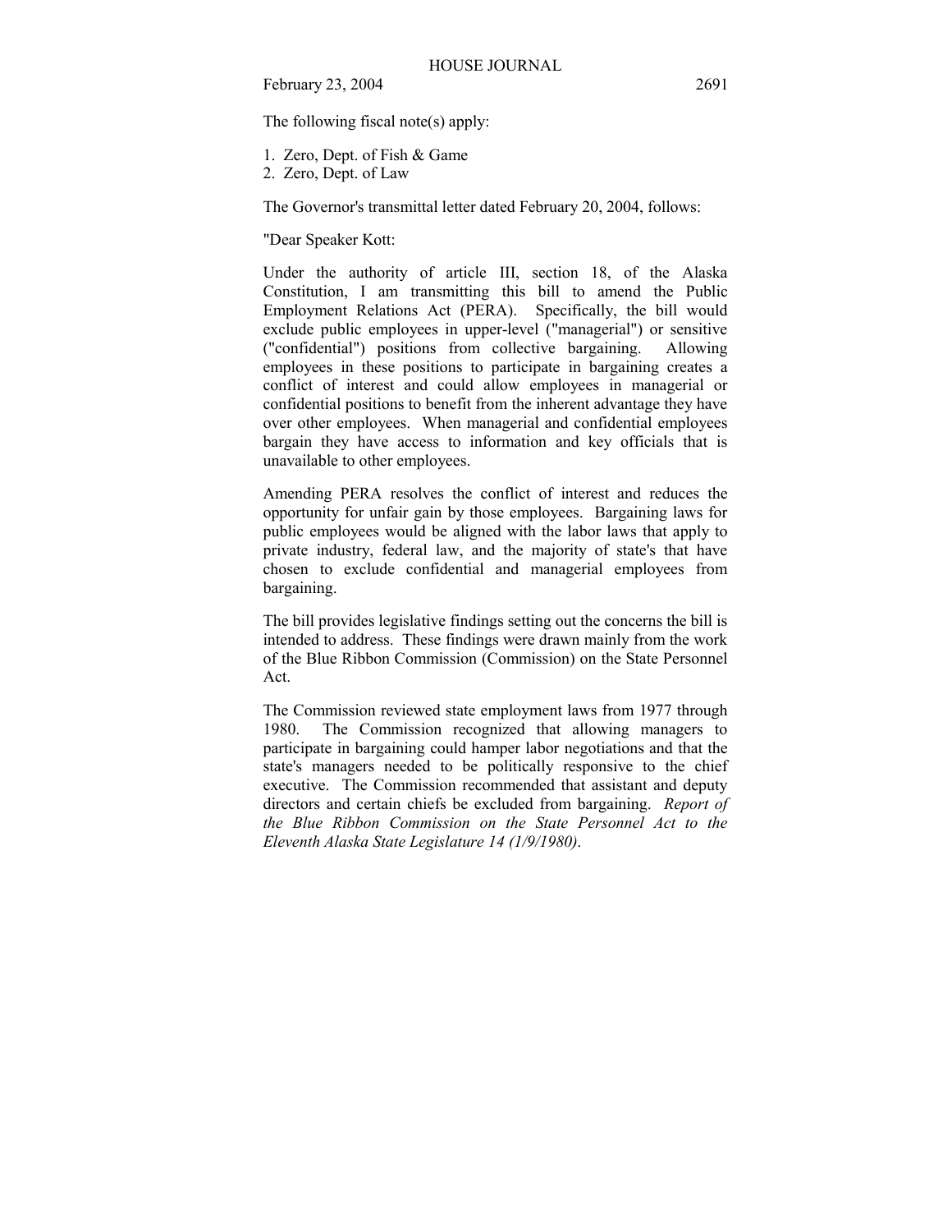The following fiscal note(s) apply:

1. Zero, Dept. of Fish & Game
2. Zero, Dept. of Law

The Governor's transmittal letter dated February 20, 2004, follows:

"Dear Speaker Kott:

Under the authority of article III, section 18, of the Alaska Constitution, I am transmitting this bill to amend the Public Employment Relations Act (PERA). Specifically, the bill would exclude public employees in upper-level ("managerial") or sensitive ("confidential") positions from collective bargaining. Allowing employees in these positions to participate in bargaining creates a conflict of interest and could allow employees in managerial or confidential positions to benefit from the inherent advantage they have over other employees. When managerial and confidential employees bargain they have access to information and key officials that is unavailable to other employees.

Amending PERA resolves the conflict of interest and reduces the opportunity for unfair gain by those employees. Bargaining laws for public employees would be aligned with the labor laws that apply to private industry, federal law, and the majority of state's that have chosen to exclude confidential and managerial employees from bargaining.

The bill provides legislative findings setting out the concerns the bill is intended to address. These findings were drawn mainly from the work of the Blue Ribbon Commission (Commission) on the State Personnel Act.

The Commission reviewed state employment laws from 1977 through 1980. The Commission recognized that allowing managers to participate in bargaining could hamper labor negotiations and that the state's managers needed to be politically responsive to the chief executive. The Commission recommended that assistant and deputy directors and certain chiefs be excluded from bargaining. *Report of the Blue Ribbon Commission on the State Personnel Act to the Eleventh Alaska State Legislature 14 (1/9/1980)*.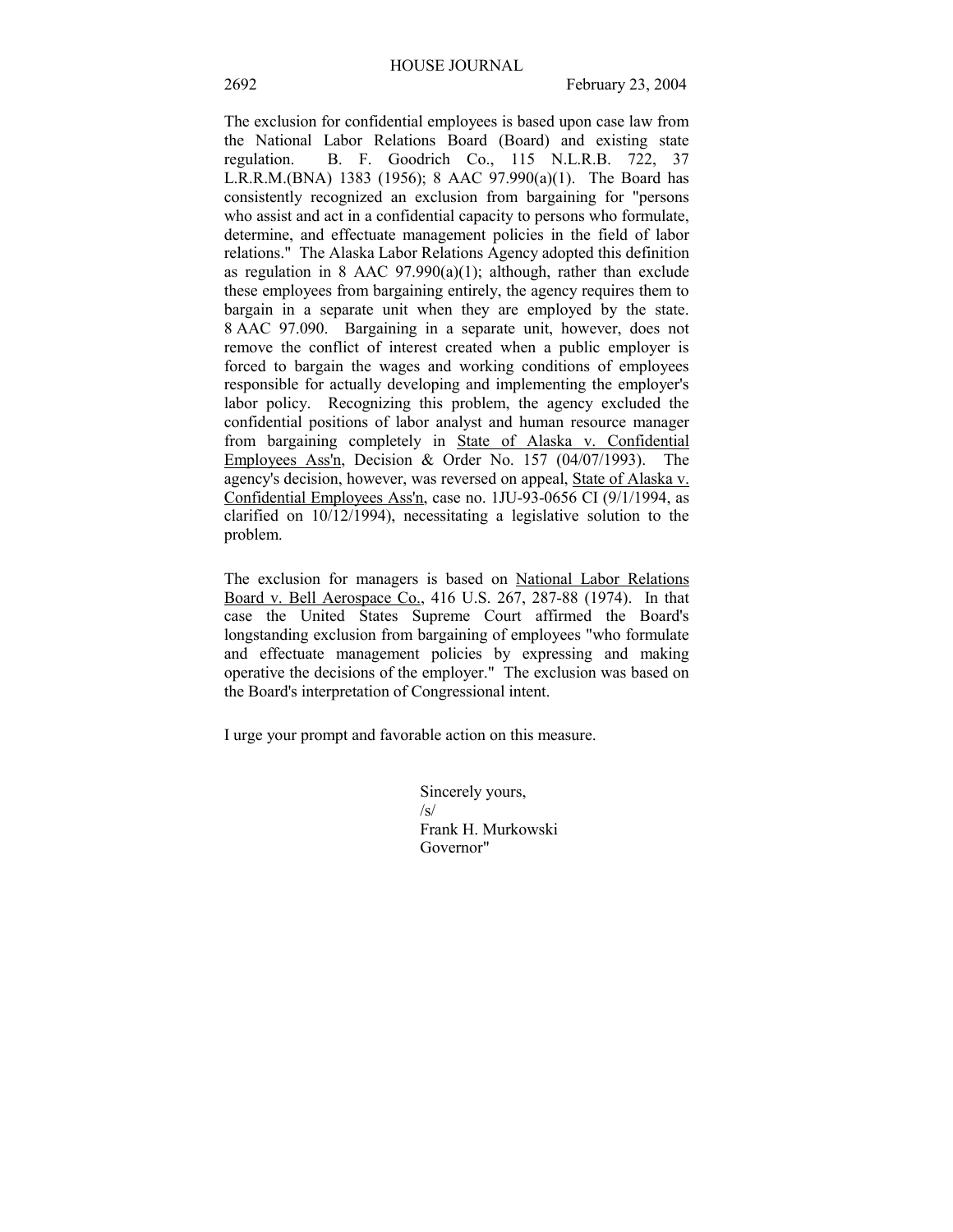The exclusion for confidential employees is based upon case law from the National Labor Relations Board (Board) and existing state regulation. B. F. Goodrich Co., 115 N.L.R.B. 722, 37 L.R.R.M.(BNA) 1383 (1956); 8 AAC 97.990(a)(1). The Board has consistently recognized an exclusion from bargaining for "persons who assist and act in a confidential capacity to persons who formulate, determine, and effectuate management policies in the field of labor relations." The Alaska Labor Relations Agency adopted this definition as regulation in 8 AAC 97.990(a)(1); although, rather than exclude these employees from bargaining entirely, the agency requires them to bargain in a separate unit when they are employed by the state. 8 AAC 97.090. Bargaining in a separate unit, however, does not remove the conflict of interest created when a public employer is forced to bargain the wages and working conditions of employees responsible for actually developing and implementing the employer's labor policy. Recognizing this problem, the agency excluded the confidential positions of labor analyst and human resource manager from bargaining completely in <u>State of Alaska v. Confidential Employees Ass'n</u>, Decision & Order No. 157 (04/07/1993). The agency's decision, however, was reversed on appeal, <u>State of Alaska v. Confidential Employees Ass'n</u>, case no. 1JU-93-0656 CI (9/1/1994, as clarified on 10/12/1994), necessitating a legislative solution to the problem.

The exclusion for managers is based on <u>National Labor Relations Board v. Bell Aerospace Co.</u>, 416 U.S. 267, 287-88 (1974). In that case the United States Supreme Court affirmed the Board's longstanding exclusion from bargaining of employees "who formulate and effectuate management policies by expressing and making operative the decisions of the employer." The exclusion was based on the Board's interpretation of Congressional intent.

I urge your prompt and favorable action on this measure.

Sincerely yours,
/s/
Frank H. Murkowski
Governor"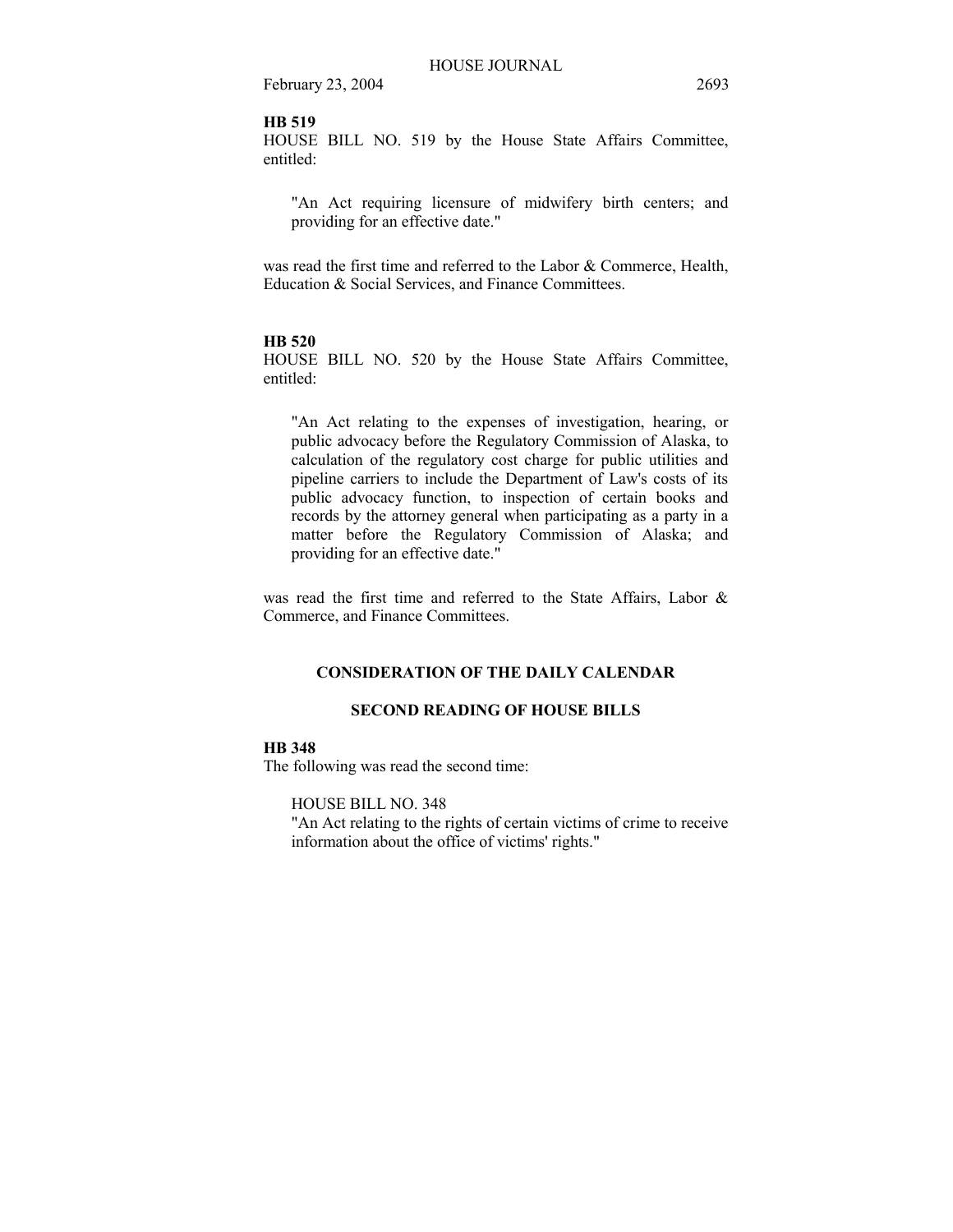**HB 519**

HOUSE BILL NO. 519 by the House State Affairs Committee, entitled:

> "An Act requiring licensure of midwifery birth centers; and providing for an effective date."

was read the first time and referred to the Labor & Commerce, Health, Education & Social Services, and Finance Committees.

**HB 520**

HOUSE BILL NO. 520 by the House State Affairs Committee, entitled:

> "An Act relating to the expenses of investigation, hearing, or public advocacy before the Regulatory Commission of Alaska, to calculation of the regulatory cost charge for public utilities and pipeline carriers to include the Department of Law's costs of its public advocacy function, to inspection of certain books and records by the attorney general when participating as a party in a matter before the Regulatory Commission of Alaska; and providing for an effective date."

was read the first time and referred to the State Affairs, Labor & Commerce, and Finance Committees.

## CONSIDERATION OF THE DAILY CALENDAR

### SECOND READING OF HOUSE BILLS

**HB 348**

The following was read the second time:

> HOUSE BILL NO. 348
> "An Act relating to the rights of certain victims of crime to receive information about the office of victims' rights."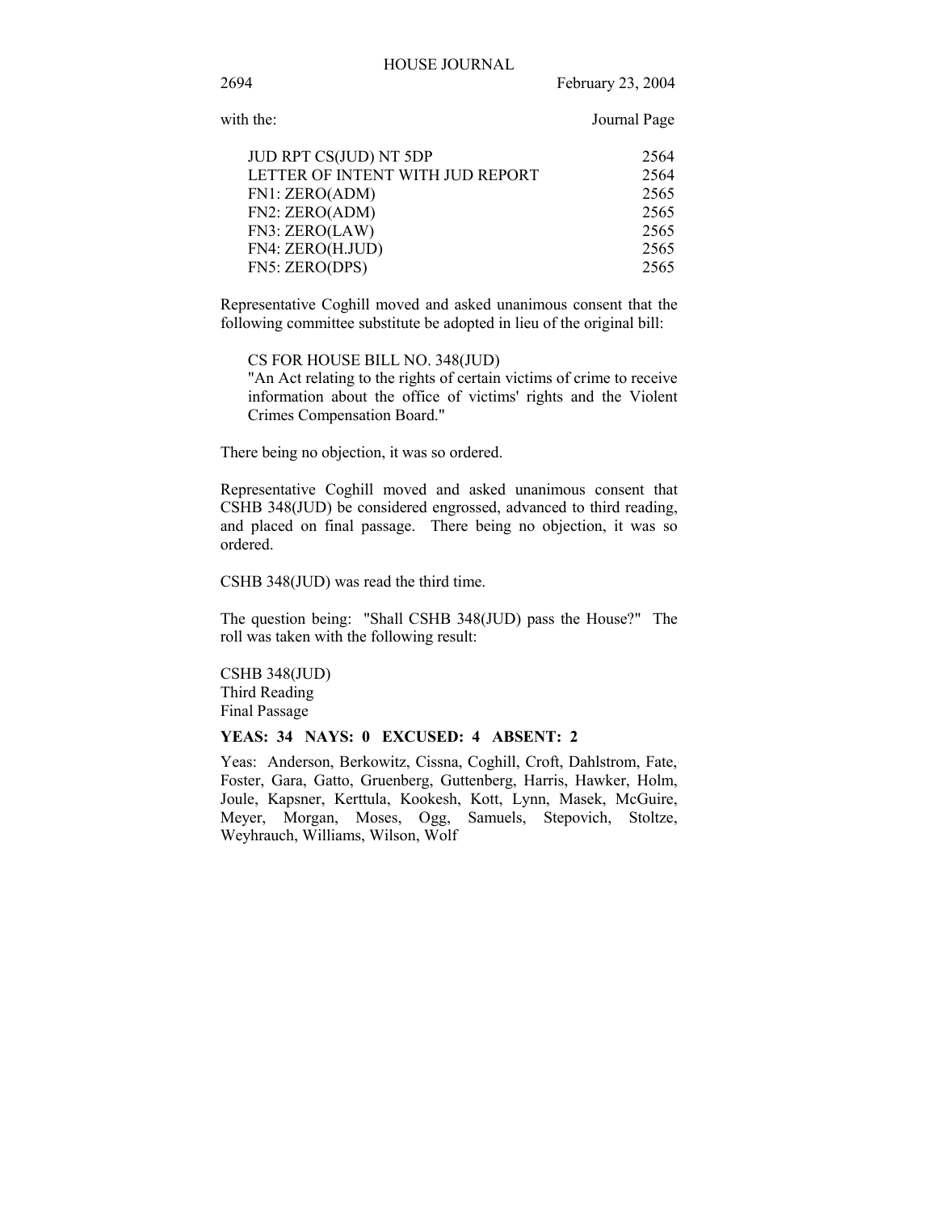with the: Journal Page

| | |
|---|---|
| JUD RPT CS(JUD) NT 5DP | 2564 |
| LETTER OF INTENT WITH JUD REPORT | 2564 |
| FN1: ZERO(ADM) | 2565 |
| FN2: ZERO(ADM) | 2565 |
| FN3: ZERO(LAW) | 2565 |
| FN4: ZERO(H.JUD) | 2565 |
| FN5: ZERO(DPS) | 2565 |

Representative Coghill moved and asked unanimous consent that the following committee substitute be adopted in lieu of the original bill:

> CS FOR HOUSE BILL NO. 348(JUD)
> "An Act relating to the rights of certain victims of crime to receive information about the office of victims' rights and the Violent Crimes Compensation Board."

There being no objection, it was so ordered.

Representative Coghill moved and asked unanimous consent that CSHB 348(JUD) be considered engrossed, advanced to third reading, and placed on final passage. There being no objection, it was so ordered.

CSHB 348(JUD) was read the third time.

The question being: "Shall CSHB 348(JUD) pass the House?" The roll was taken with the following result:

CSHB 348(JUD)
Third Reading
Final Passage

**YEAS: 34 NAYS: 0 EXCUSED: 4 ABSENT: 2**

Yeas: Anderson, Berkowitz, Cissna, Coghill, Croft, Dahlstrom, Fate, Foster, Gara, Gatto, Gruenberg, Guttenberg, Harris, Hawker, Holm, Joule, Kapsner, Kerttula, Kookesh, Kott, Lynn, Masek, McGuire, Meyer, Morgan, Moses, Ogg, Samuels, Stepovich, Stoltze, Weyhrauch, Williams, Wilson, Wolf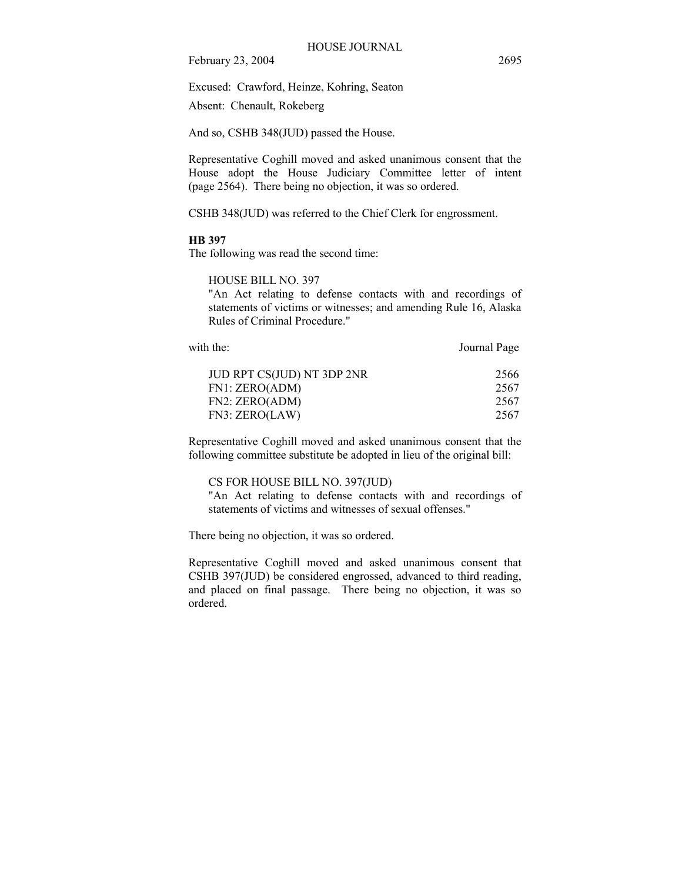Excused: Crawford, Heinze, Kohring, Seaton

Absent: Chenault, Rokeberg

And so, CSHB 348(JUD) passed the House.

Representative Coghill moved and asked unanimous consent that the House adopt the House Judiciary Committee letter of intent (page 2564). There being no objection, it was so ordered.

CSHB 348(JUD) was referred to the Chief Clerk for engrossment.

**HB 397**

The following was read the second time:

> HOUSE BILL NO. 397
> "An Act relating to defense contacts with and recordings of statements of victims or witnesses; and amending Rule 16, Alaska Rules of Criminal Procedure."

| with the: | Journal Page |
|---|---|
| JUD RPT CS(JUD) NT 3DP 2NR | 2566 |
| FN1: ZERO(ADM) | 2567 |
| FN2: ZERO(ADM) | 2567 |
| FN3: ZERO(LAW) | 2567 |

Representative Coghill moved and asked unanimous consent that the following committee substitute be adopted in lieu of the original bill:

> CS FOR HOUSE BILL NO. 397(JUD)
> "An Act relating to defense contacts with and recordings of statements of victims and witnesses of sexual offenses."

There being no objection, it was so ordered.

Representative Coghill moved and asked unanimous consent that CSHB 397(JUD) be considered engrossed, advanced to third reading, and placed on final passage. There being no objection, it was so ordered.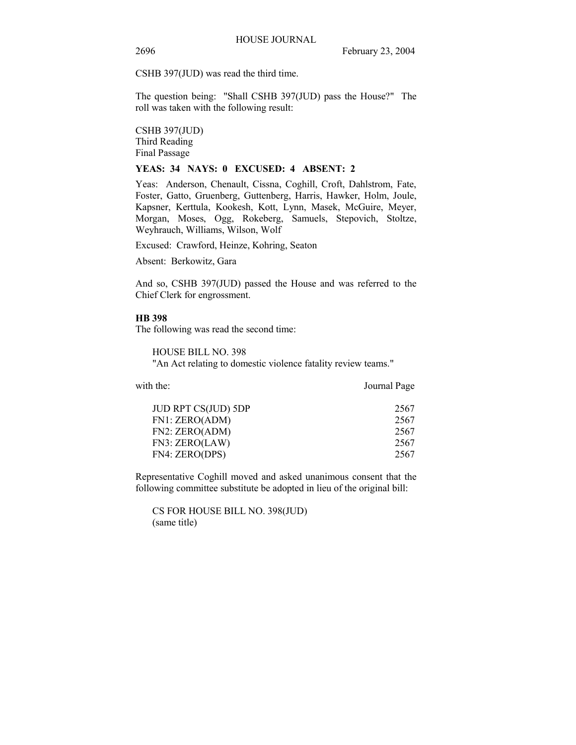CSHB 397(JUD) was read the third time.

The question being: "Shall CSHB 397(JUD) pass the House?" The roll was taken with the following result:

CSHB 397(JUD)
Third Reading
Final Passage

**YEAS: 34 NAYS: 0 EXCUSED: 4 ABSENT: 2**

Yeas: Anderson, Chenault, Cissna, Coghill, Croft, Dahlstrom, Fate, Foster, Gatto, Gruenberg, Guttenberg, Harris, Hawker, Holm, Joule, Kapsner, Kerttula, Kookesh, Kott, Lynn, Masek, McGuire, Meyer, Morgan, Moses, Ogg, Rokeberg, Samuels, Stepovich, Stoltze, Weyhrauch, Williams, Wilson, Wolf

Excused: Crawford, Heinze, Kohring, Seaton

Absent: Berkowitz, Gara

And so, CSHB 397(JUD) passed the House and was referred to the Chief Clerk for engrossment.

**HB 398**

The following was read the second time:

HOUSE BILL NO. 398
"An Act relating to domestic violence fatality review teams."

| with the: | Journal Page |
|---|---|
| JUD RPT CS(JUD) 5DP | 2567 |
| FN1: ZERO(ADM) | 2567 |
| FN2: ZERO(ADM) | 2567 |
| FN3: ZERO(LAW) | 2567 |
| FN4: ZERO(DPS) | 2567 |

Representative Coghill moved and asked unanimous consent that the following committee substitute be adopted in lieu of the original bill:

CS FOR HOUSE BILL NO. 398(JUD)
(same title)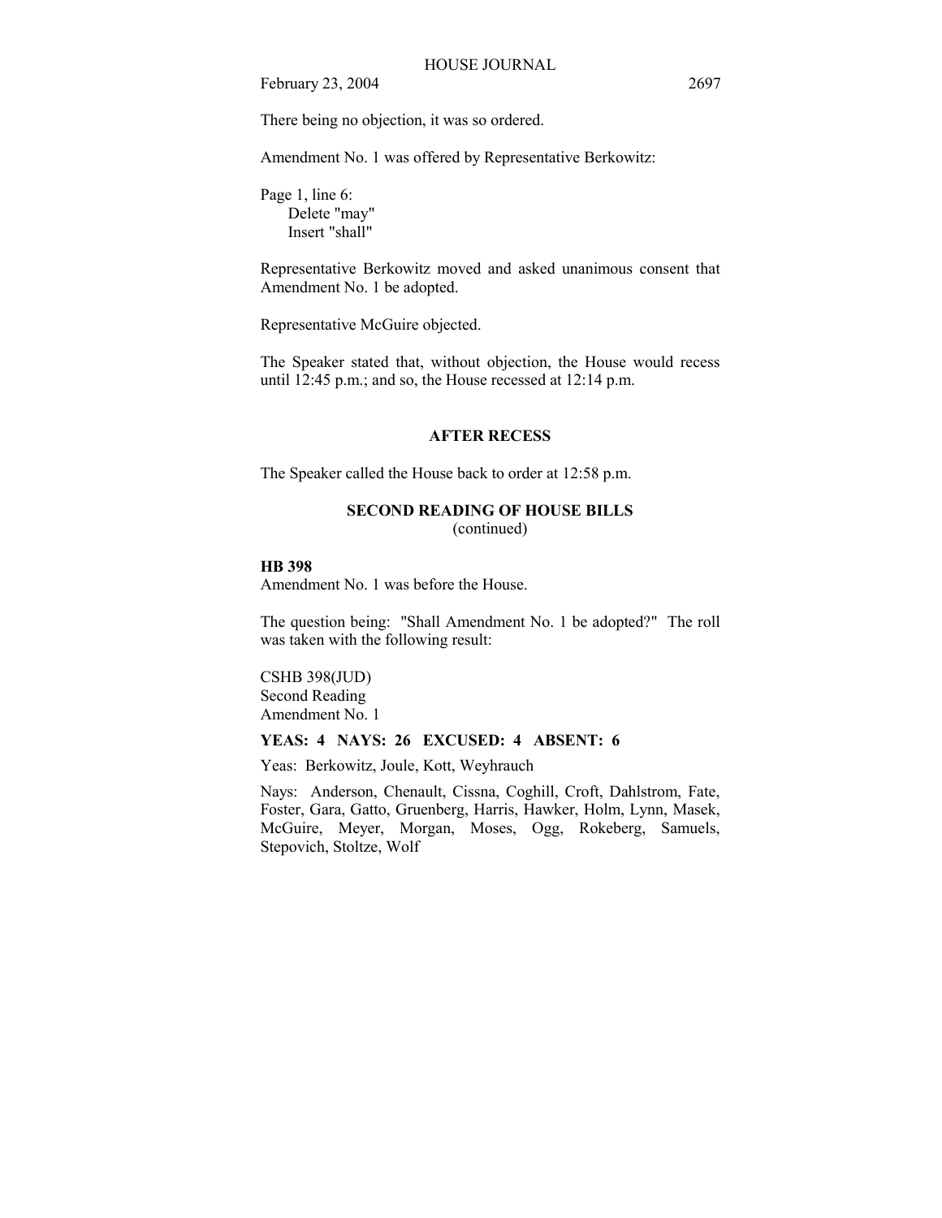There being no objection, it was so ordered.

Amendment No. 1 was offered by Representative Berkowitz:

Page 1, line 6:
Delete "may"
Insert "shall"

Representative Berkowitz moved and asked unanimous consent that Amendment No. 1 be adopted.

Representative McGuire objected.

The Speaker stated that, without objection, the House would recess until 12:45 p.m.; and so, the House recessed at 12:14 p.m.

## AFTER RECESS

The Speaker called the House back to order at 12:58 p.m.

## SECOND READING OF HOUSE BILLS
(continued)

**HB 398**
Amendment No. 1 was before the House.

The question being: "Shall Amendment No. 1 be adopted?" The roll was taken with the following result:

CSHB 398(JUD)
Second Reading
Amendment No. 1

**YEAS: 4 NAYS: 26 EXCUSED: 4 ABSENT: 6**

Yeas: Berkowitz, Joule, Kott, Weyhrauch

Nays: Anderson, Chenault, Cissna, Coghill, Croft, Dahlstrom, Fate, Foster, Gara, Gatto, Gruenberg, Harris, Hawker, Holm, Lynn, Masek, McGuire, Meyer, Morgan, Moses, Ogg, Rokeberg, Samuels, Stepovich, Stoltze, Wolf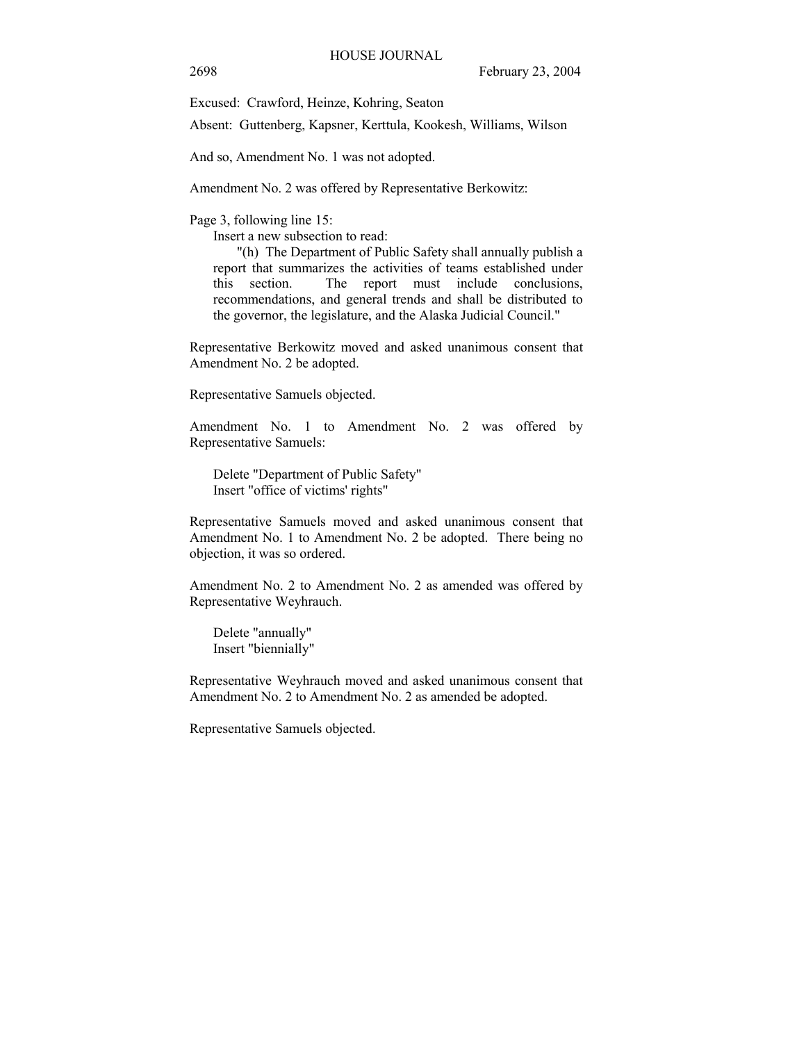Excused: Crawford, Heinze, Kohring, Seaton

Absent: Guttenberg, Kapsner, Kerttula, Kookesh, Williams, Wilson

And so, Amendment No. 1 was not adopted.

Amendment No. 2 was offered by Representative Berkowitz:

Page 3, following line 15:

Insert a new subsection to read:

"(h) The Department of Public Safety shall annually publish a report that summarizes the activities of teams established under this section. The report must include conclusions, recommendations, and general trends and shall be distributed to the governor, the legislature, and the Alaska Judicial Council."

Representative Berkowitz moved and asked unanimous consent that Amendment No. 2 be adopted.

Representative Samuels objected.

Amendment No. 1 to Amendment No. 2 was offered by Representative Samuels:

Delete "Department of Public Safety"
Insert "office of victims' rights"

Representative Samuels moved and asked unanimous consent that Amendment No. 1 to Amendment No. 2 be adopted. There being no objection, it was so ordered.

Amendment No. 2 to Amendment No. 2 as amended was offered by Representative Weyhrauch.

Delete "annually"
Insert "biennially"

Representative Weyhrauch moved and asked unanimous consent that Amendment No. 2 to Amendment No. 2 as amended be adopted.

Representative Samuels objected.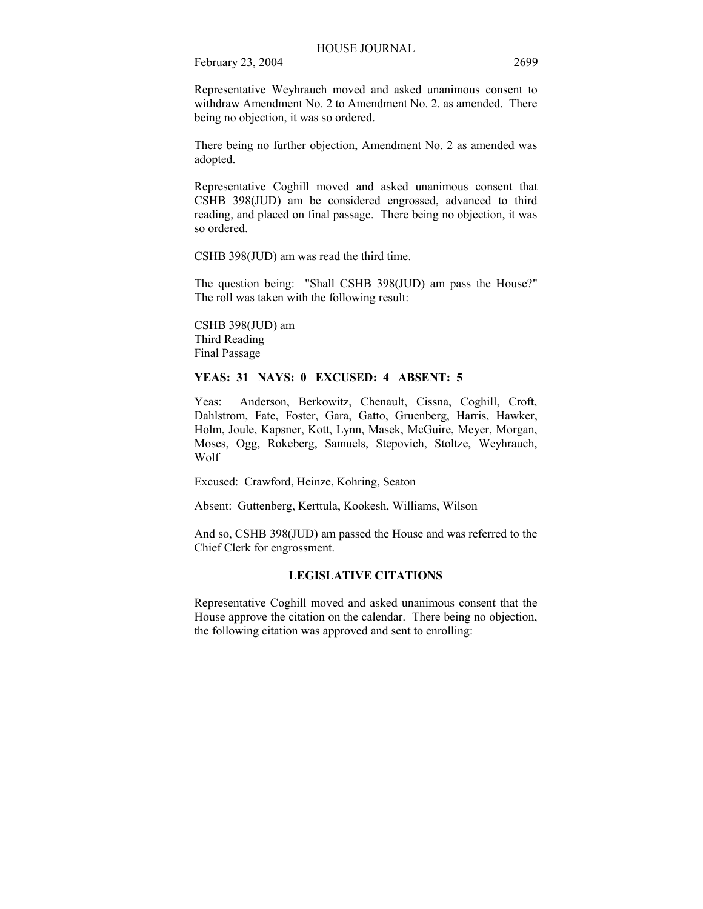Representative Weyhrauch moved and asked unanimous consent to withdraw Amendment No. 2 to Amendment No. 2. as amended. There being no objection, it was so ordered.

There being no further objection, Amendment No. 2 as amended was adopted.

Representative Coghill moved and asked unanimous consent that CSHB 398(JUD) am be considered engrossed, advanced to third reading, and placed on final passage. There being no objection, it was so ordered.

CSHB 398(JUD) am was read the third time.

The question being: "Shall CSHB 398(JUD) am pass the House?" The roll was taken with the following result:

CSHB 398(JUD) am
Third Reading
Final Passage

**YEAS: 31 NAYS: 0 EXCUSED: 4 ABSENT: 5**

Yeas: Anderson, Berkowitz, Chenault, Cissna, Coghill, Croft, Dahlstrom, Fate, Foster, Gara, Gatto, Gruenberg, Harris, Hawker, Holm, Joule, Kapsner, Kott, Lynn, Masek, McGuire, Meyer, Morgan, Moses, Ogg, Rokeberg, Samuels, Stepovich, Stoltze, Weyhrauch, Wolf

Excused: Crawford, Heinze, Kohring, Seaton

Absent: Guttenberg, Kerttula, Kookesh, Williams, Wilson

And so, CSHB 398(JUD) am passed the House and was referred to the Chief Clerk for engrossment.

## LEGISLATIVE CITATIONS

Representative Coghill moved and asked unanimous consent that the House approve the citation on the calendar. There being no objection, the following citation was approved and sent to enrolling: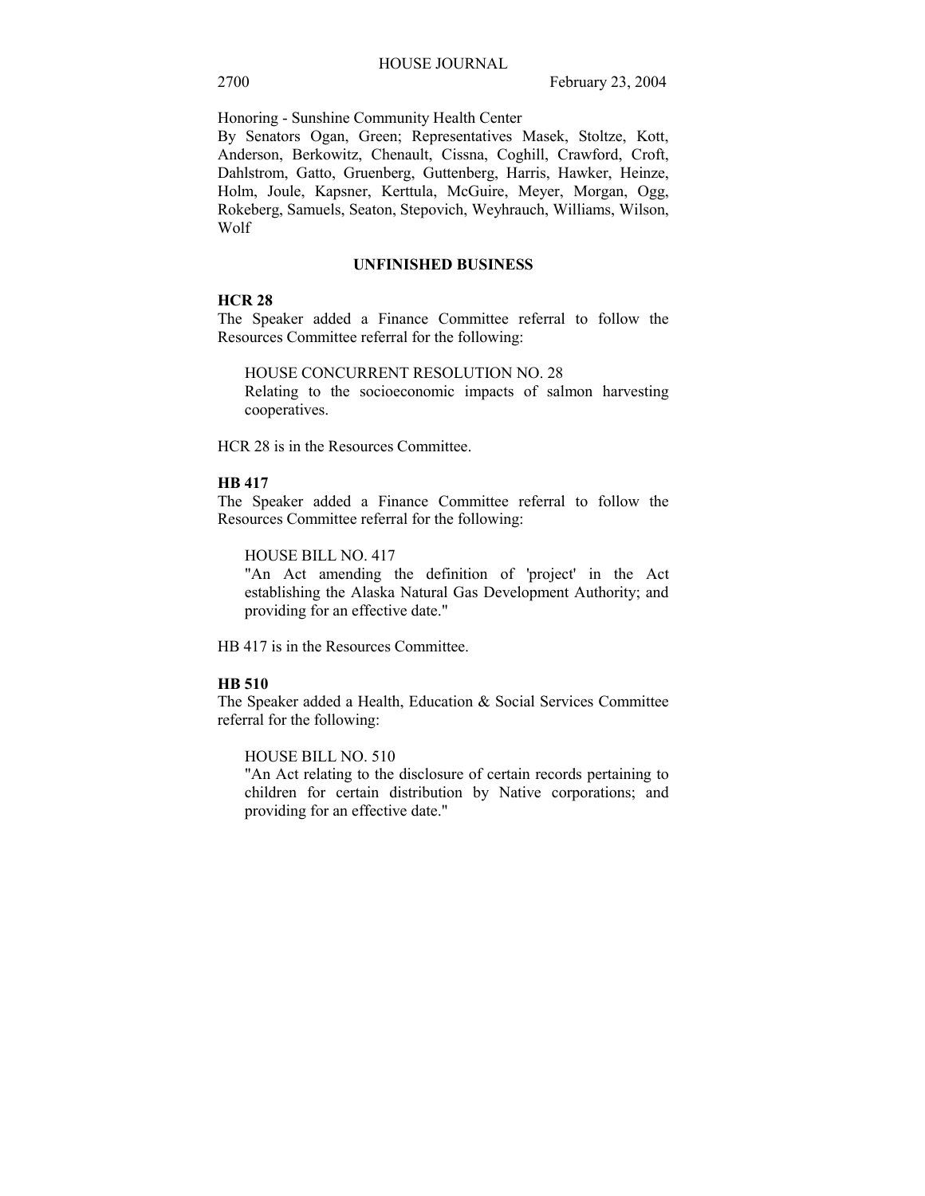Honoring - Sunshine Community Health Center

By Senators Ogan, Green; Representatives Masek, Stoltze, Kott, Anderson, Berkowitz, Chenault, Cissna, Coghill, Crawford, Croft, Dahlstrom, Gatto, Gruenberg, Guttenberg, Harris, Hawker, Heinze, Holm, Joule, Kapsner, Kerttula, McGuire, Meyer, Morgan, Ogg, Rokeberg, Samuels, Seaton, Stepovich, Weyhrauch, Williams, Wilson, Wolf

## UNFINISHED BUSINESS

**HCR 28**

The Speaker added a Finance Committee referral to follow the Resources Committee referral for the following:

HOUSE CONCURRENT RESOLUTION NO. 28
Relating to the socioeconomic impacts of salmon harvesting cooperatives.

HCR 28 is in the Resources Committee.

**HB 417**

The Speaker added a Finance Committee referral to follow the Resources Committee referral for the following:

HOUSE BILL NO. 417
"An Act amending the definition of 'project' in the Act establishing the Alaska Natural Gas Development Authority; and providing for an effective date."

HB 417 is in the Resources Committee.

**HB 510**

The Speaker added a Health, Education & Social Services Committee referral for the following:

HOUSE BILL NO. 510
"An Act relating to the disclosure of certain records pertaining to children for certain distribution by Native corporations; and providing for an effective date."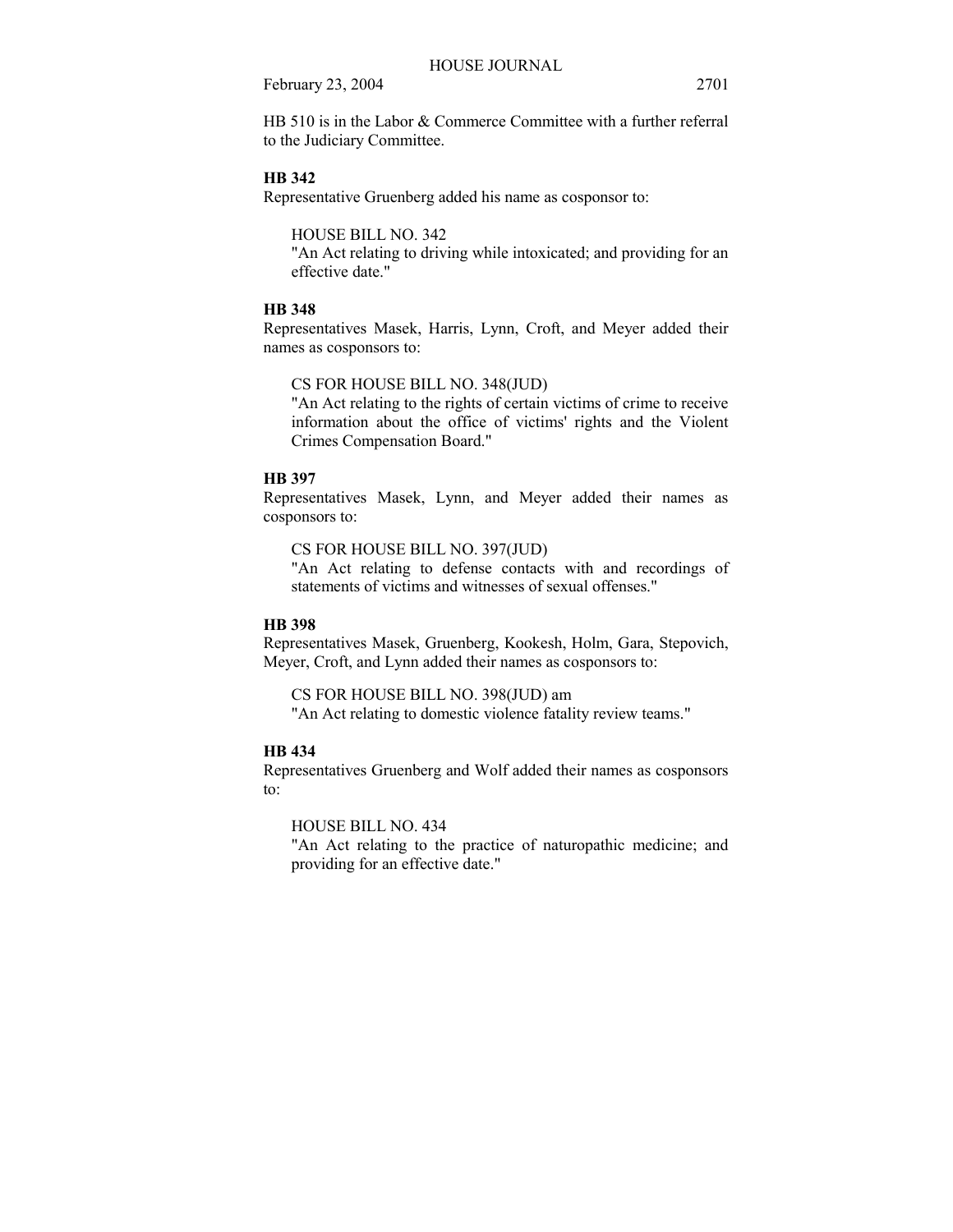HB 510 is in the Labor & Commerce Committee with a further referral to the Judiciary Committee.

**HB 342**

Representative Gruenberg added his name as cosponsor to:

HOUSE BILL NO. 342
"An Act relating to driving while intoxicated; and providing for an effective date."

**HB 348**

Representatives Masek, Harris, Lynn, Croft, and Meyer added their names as cosponsors to:

CS FOR HOUSE BILL NO. 348(JUD)
"An Act relating to the rights of certain victims of crime to receive information about the office of victims' rights and the Violent Crimes Compensation Board."

**HB 397**

Representatives Masek, Lynn, and Meyer added their names as cosponsors to:

CS FOR HOUSE BILL NO. 397(JUD)
"An Act relating to defense contacts with and recordings of statements of victims and witnesses of sexual offenses."

**HB 398**

Representatives Masek, Gruenberg, Kookesh, Holm, Gara, Stepovich, Meyer, Croft, and Lynn added their names as cosponsors to:

CS FOR HOUSE BILL NO. 398(JUD) am
"An Act relating to domestic violence fatality review teams."

**HB 434**

Representatives Gruenberg and Wolf added their names as cosponsors to:

HOUSE BILL NO. 434
"An Act relating to the practice of naturopathic medicine; and providing for an effective date."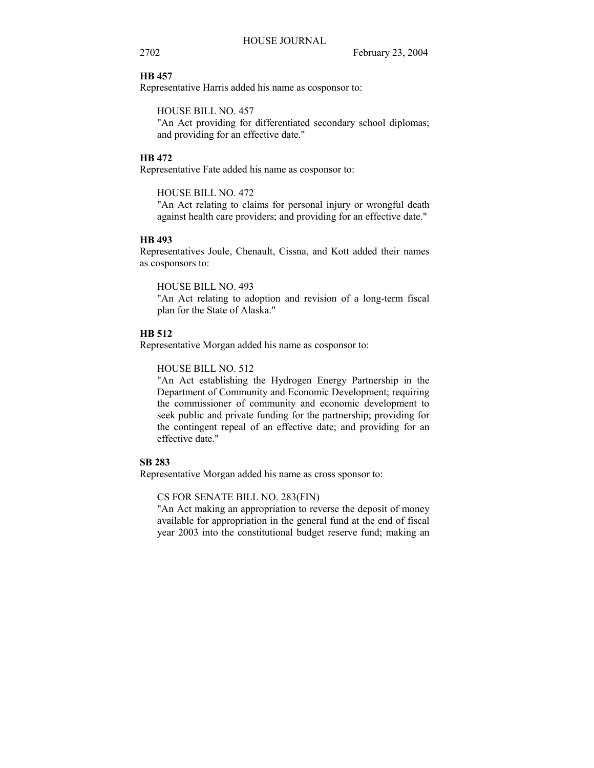**HB 457**

Representative Harris added his name as cosponsor to:

HOUSE BILL NO. 457
"An Act providing for differentiated secondary school diplomas; and providing for an effective date."

**HB 472**

Representative Fate added his name as cosponsor to:

HOUSE BILL NO. 472
"An Act relating to claims for personal injury or wrongful death against health care providers; and providing for an effective date."

**HB 493**

Representatives Joule, Chenault, Cissna, and Kott added their names as cosponsors to:

HOUSE BILL NO. 493
"An Act relating to adoption and revision of a long-term fiscal plan for the State of Alaska."

**HB 512**

Representative Morgan added his name as cosponsor to:

HOUSE BILL NO. 512
"An Act establishing the Hydrogen Energy Partnership in the Department of Community and Economic Development; requiring the commissioner of community and economic development to seek public and private funding for the partnership; providing for the contingent repeal of an effective date; and providing for an effective date."

**SB 283**

Representative Morgan added his name as cross sponsor to:

CS FOR SENATE BILL NO. 283(FIN)
"An Act making an appropriation to reverse the deposit of money available for appropriation in the general fund at the end of fiscal year 2003 into the constitutional budget reserve fund; making an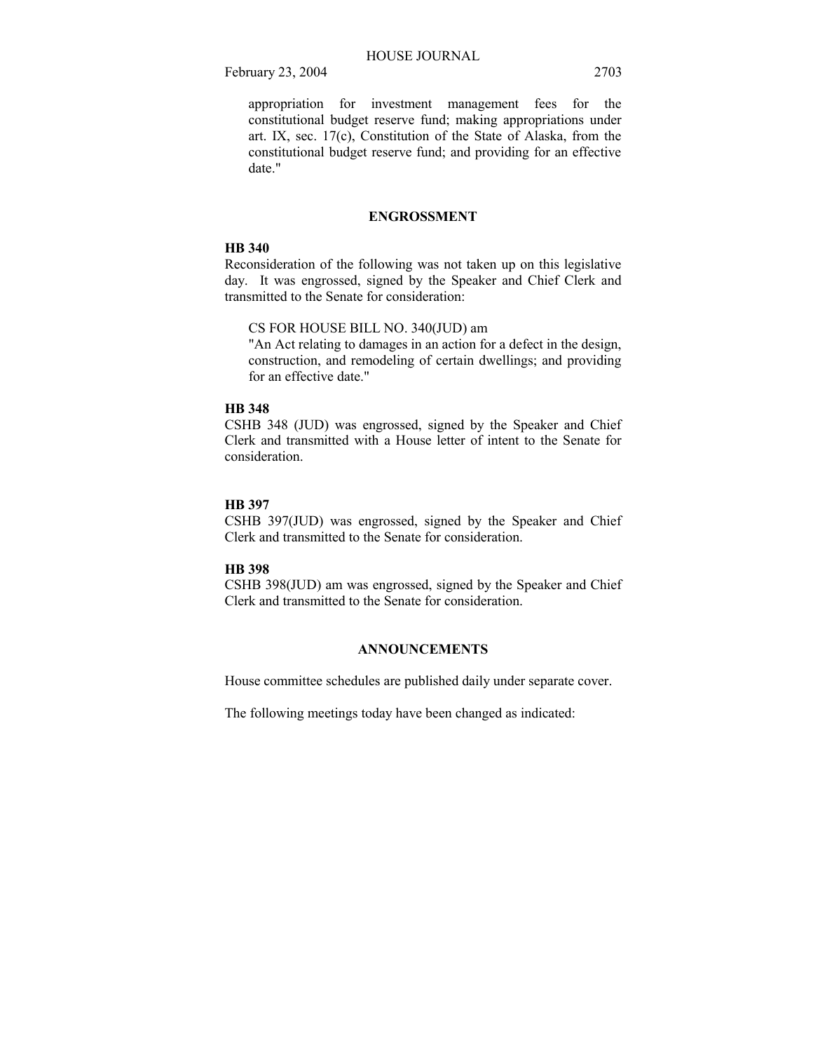appropriation for investment management fees for the constitutional budget reserve fund; making appropriations under art. IX, sec. 17(c), Constitution of the State of Alaska, from the constitutional budget reserve fund; and providing for an effective date."

## ENGROSSMENT

**HB 340**

Reconsideration of the following was not taken up on this legislative day. It was engrossed, signed by the Speaker and Chief Clerk and transmitted to the Senate for consideration:

CS FOR HOUSE BILL NO. 340(JUD) am
"An Act relating to damages in an action for a defect in the design, construction, and remodeling of certain dwellings; and providing for an effective date."

**HB 348**

CSHB 348 (JUD) was engrossed, signed by the Speaker and Chief Clerk and transmitted with a House letter of intent to the Senate for consideration.

**HB 397**

CSHB 397(JUD) was engrossed, signed by the Speaker and Chief Clerk and transmitted to the Senate for consideration.

**HB 398**

CSHB 398(JUD) am was engrossed, signed by the Speaker and Chief Clerk and transmitted to the Senate for consideration.

## ANNOUNCEMENTS

House committee schedules are published daily under separate cover.

The following meetings today have been changed as indicated: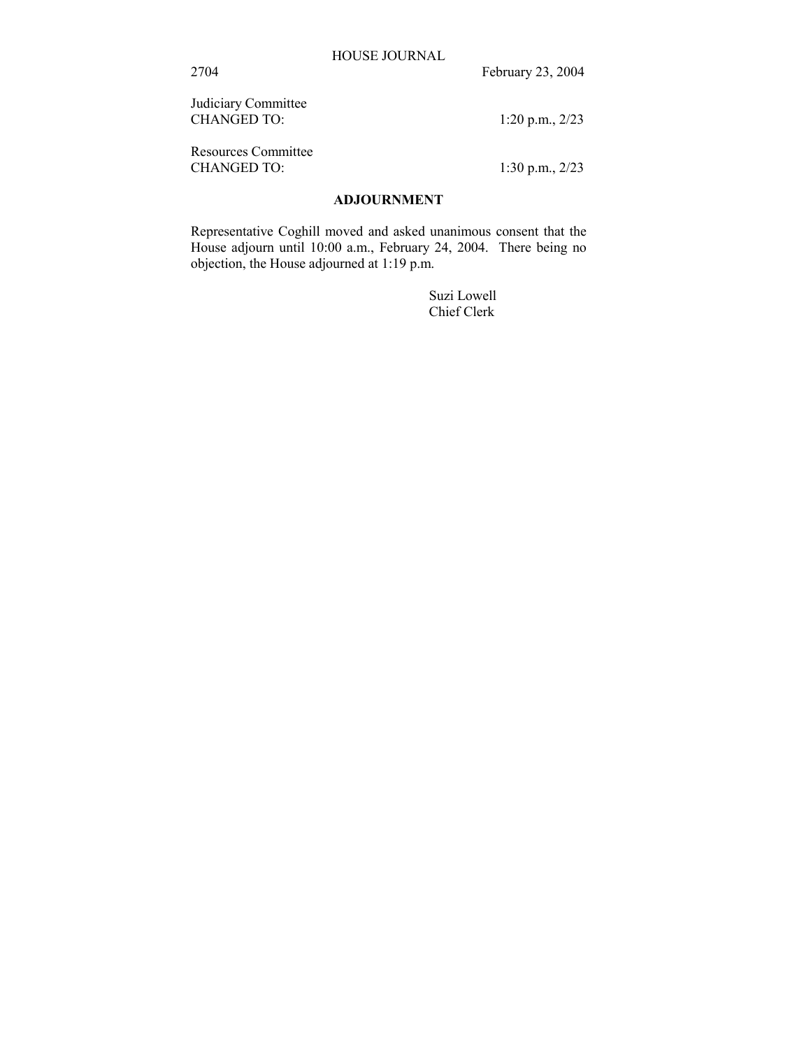Judiciary Committee
CHANGED TO: 1:20 p.m., 2/23

Resources Committee
CHANGED TO: 1:30 p.m., 2/23

## ADJOURNMENT

Representative Coghill moved and asked unanimous consent that the House adjourn until 10:00 a.m., February 24, 2004. There being no objection, the House adjourned at 1:19 p.m.

Suzi Lowell
Chief Clerk